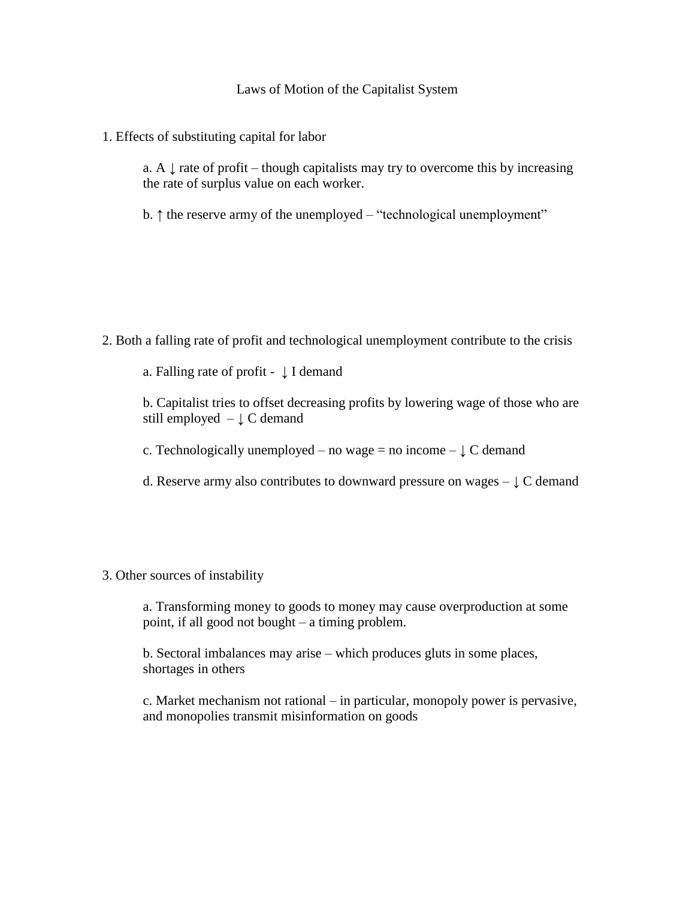# Laws of Motion of the Capitalist System

1. Effects of substituting capital for labor

   a. A ↓ rate of profit – though capitalists may try to overcome this by increasing the rate of surplus value on each worker.

   b. ↑ the reserve army of the unemployed – "technological unemployment"

2. Both a falling rate of profit and technological unemployment contribute to the crisis

   a. Falling rate of profit - ↓ I demand

   b. Capitalist tries to offset decreasing profits by lowering wage of those who are still employed – ↓ C demand

   c. Technologically unemployed – no wage = no income – ↓ C demand

   d. Reserve army also contributes to downward pressure on wages – ↓ C demand

3. Other sources of instability

   a. Transforming money to goods to money may cause overproduction at some point, if all good not bought – a timing problem.

   b. Sectoral imbalances may arise – which produces gluts in some places, shortages in others

   c. Market mechanism not rational – in particular, monopoly power is pervasive, and monopolies transmit misinformation on goods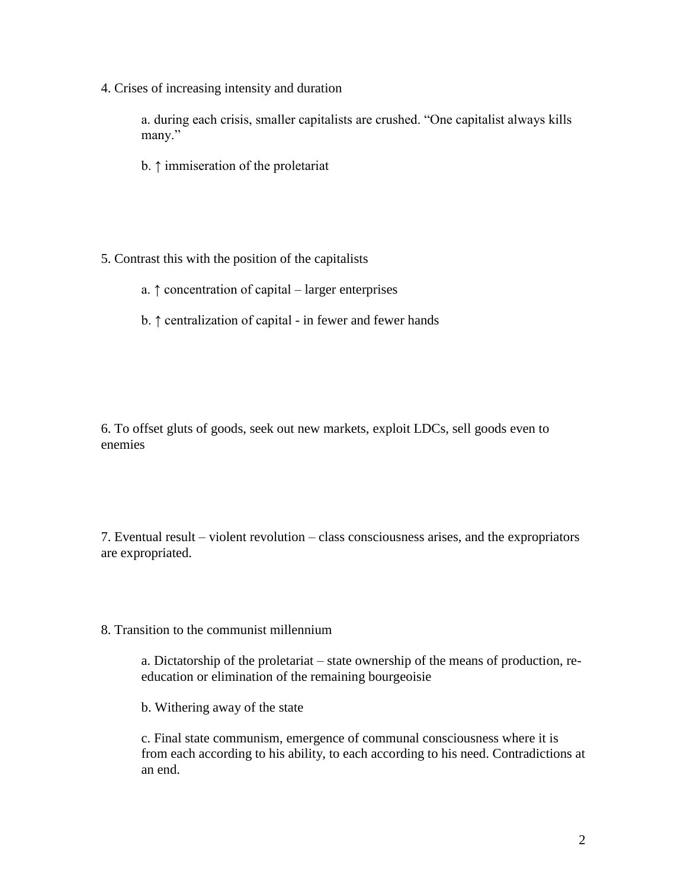4. Crises of increasing intensity and duration

   a. during each crisis, smaller capitalists are crushed. "One capitalist always kills many."

   b. ↑ immiseration of the proletariat

5. Contrast this with the position of the capitalists

   a. ↑ concentration of capital – larger enterprises

   b. ↑ centralization of capital - in fewer and fewer hands

6. To offset gluts of goods, seek out new markets, exploit LDCs, sell goods even to enemies

7. Eventual result – violent revolution – class consciousness arises, and the expropriators are expropriated.

8. Transition to the communist millennium

   a. Dictatorship of the proletariat – state ownership of the means of production, re-education or elimination of the remaining bourgeoisie

   b. Withering away of the state

   c. Final state communism, emergence of communal consciousness where it is from each according to his ability, to each according to his need. Contradictions at an end.